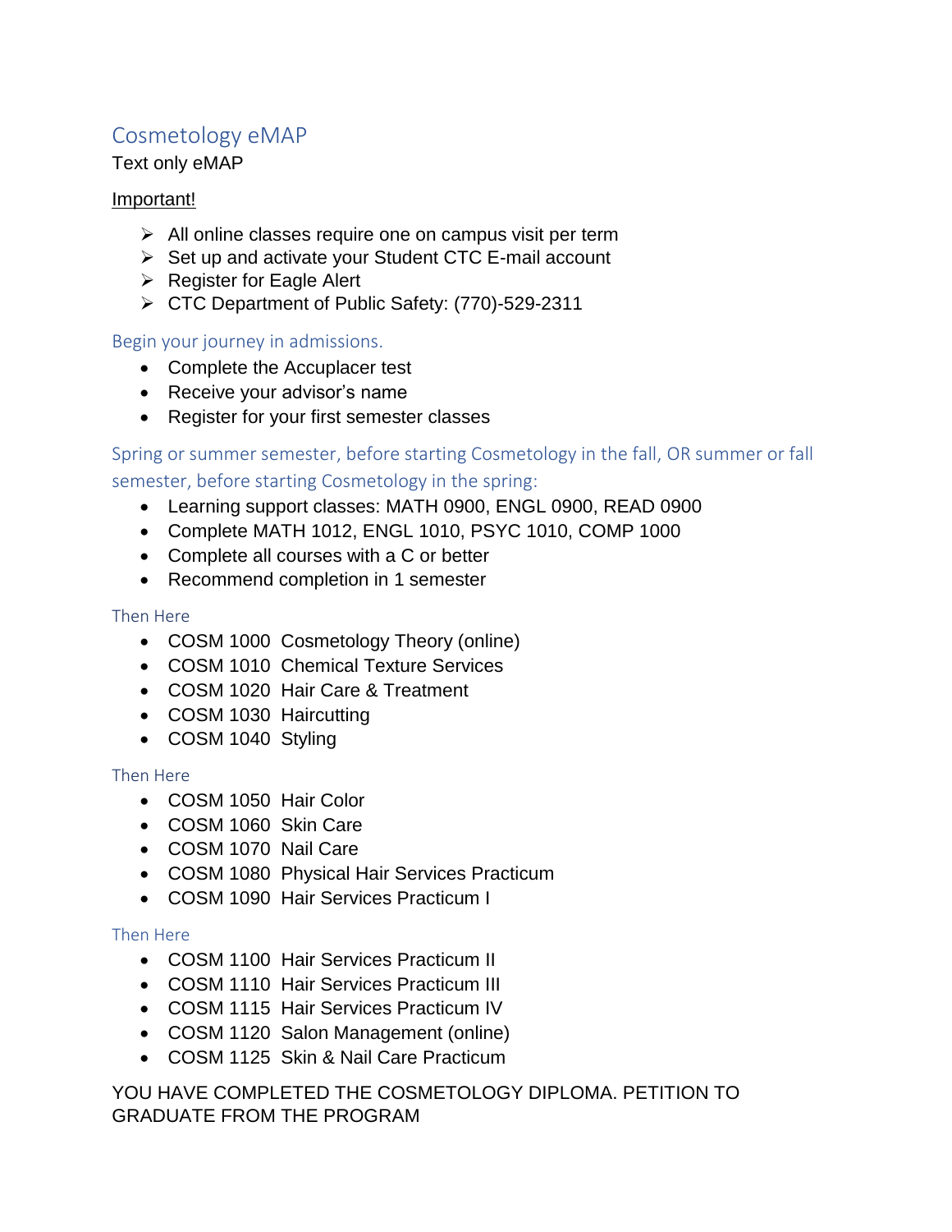# Cosmetology eMAP

Text only eMAP

Important!

- All online classes require one on campus visit per term
- Set up and activate your Student CTC E-mail account
- Register for Eagle Alert
- CTC Department of Public Safety: (770)-529-2311

## Begin your journey in admissions.

- Complete the Accuplacer test
- Receive your advisor's name
- Register for your first semester classes

## Spring or summer semester, before starting Cosmetology in the fall, OR summer or fall semester, before starting Cosmetology in the spring:

- Learning support classes: MATH 0900, ENGL 0900, READ 0900
- Complete MATH 1012, ENGL 1010, PSYC 1010, COMP 1000
- Complete all courses with a C or better
- Recommend completion in 1 semester

### Then Here

- COSM 1000 Cosmetology Theory (online)
- COSM 1010 Chemical Texture Services
- COSM 1020 Hair Care & Treatment
- COSM 1030 Haircutting
- COSM 1040 Styling

### Then Here

- COSM 1050 Hair Color
- COSM 1060 Skin Care
- COSM 1070 Nail Care
- COSM 1080 Physical Hair Services Practicum
- COSM 1090 Hair Services Practicum I

### Then Here

- COSM 1100 Hair Services Practicum II
- COSM 1110 Hair Services Practicum III
- COSM 1115 Hair Services Practicum IV
- COSM 1120 Salon Management (online)
- COSM 1125 Skin & Nail Care Practicum

YOU HAVE COMPLETED THE COSMETOLOGY DIPLOMA. PETITION TO GRADUATE FROM THE PROGRAM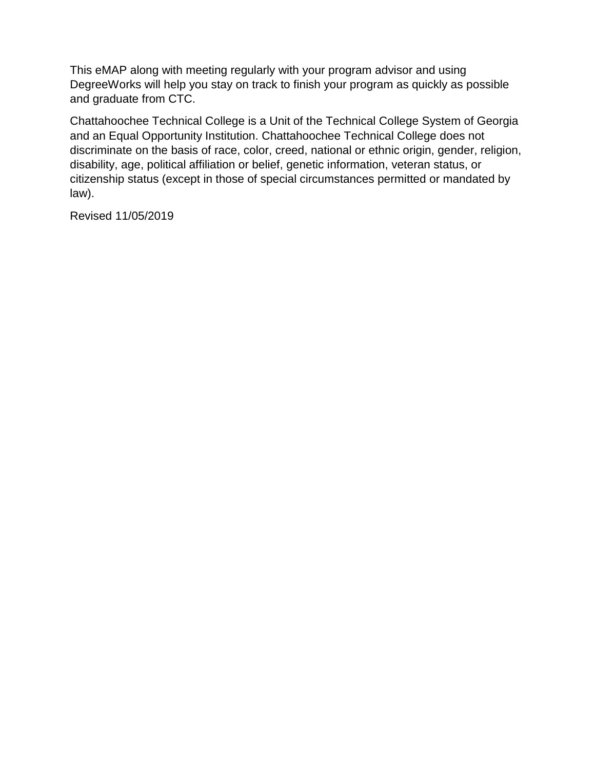This eMAP along with meeting regularly with your program advisor and using DegreeWorks will help you stay on track to finish your program as quickly as possible and graduate from CTC.

Chattahoochee Technical College is a Unit of the Technical College System of Georgia and an Equal Opportunity Institution. Chattahoochee Technical College does not discriminate on the basis of race, color, creed, national or ethnic origin, gender, religion, disability, age, political affiliation or belief, genetic information, veteran status, or citizenship status (except in those of special circumstances permitted or mandated by law).

Revised 11/05/2019